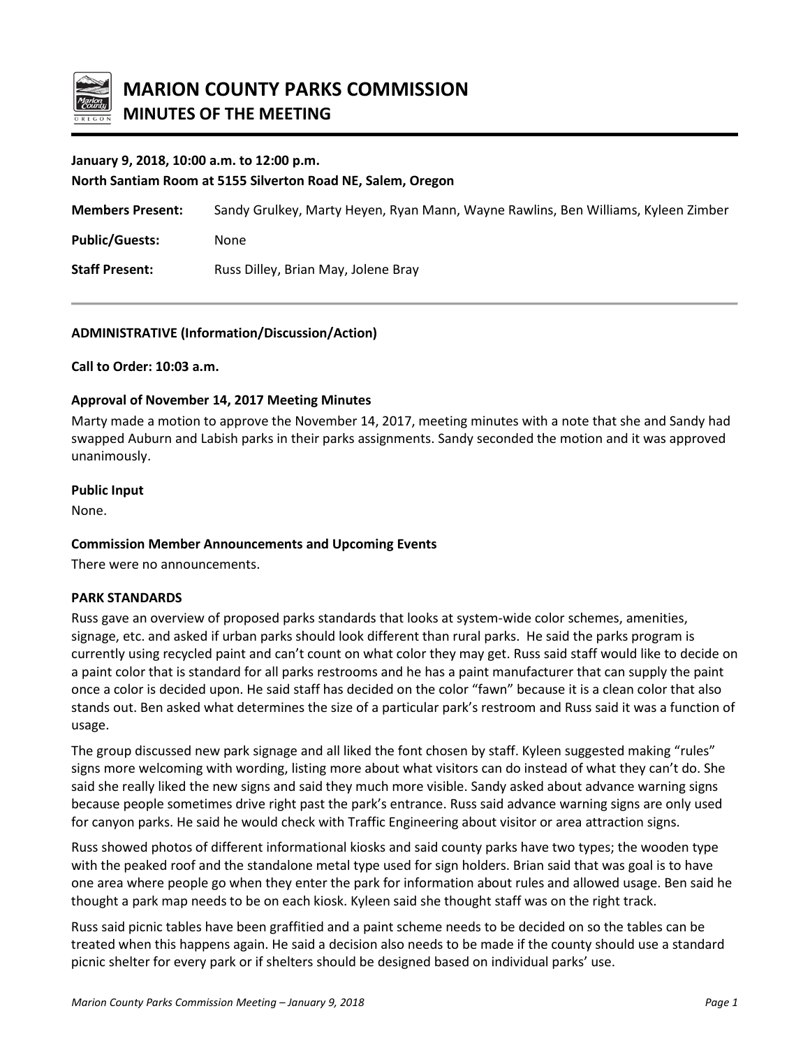# MARION COUNTY PARKS COMMISSION

## MINUTES OF THE MEETING

**January 9, 2018, 10:00 a.m. to 12:00 p.m.**
**North Santiam Room at 5155 Silverton Road NE, Salem, Oregon**

**Members Present:** Sandy Grulkey, Marty Heyen, Ryan Mann, Wayne Rawlins, Ben Williams, Kyleen Zimber

**Public/Guests:** None

**Staff Present:** Russ Dilley, Brian May, Jolene Bray

---

**ADMINISTRATIVE (Information/Discussion/Action)**

**Call to Order: 10:03 a.m.**

**Approval of November 14, 2017 Meeting Minutes**

Marty made a motion to approve the November 14, 2017, meeting minutes with a note that she and Sandy had swapped Auburn and Labish parks in their parks assignments. Sandy seconded the motion and it was approved unanimously.

**Public Input**

None.

**Commission Member Announcements and Upcoming Events**

There were no announcements.

**PARK STANDARDS**

Russ gave an overview of proposed parks standards that looks at system-wide color schemes, amenities, signage, etc. and asked if urban parks should look different than rural parks. He said the parks program is currently using recycled paint and can't count on what color they may get. Russ said staff would like to decide on a paint color that is standard for all parks restrooms and he has a paint manufacturer that can supply the paint once a color is decided upon. He said staff has decided on the color "fawn" because it is a clean color that also stands out. Ben asked what determines the size of a particular park's restroom and Russ said it was a function of usage.

The group discussed new park signage and all liked the font chosen by staff. Kyleen suggested making "rules" signs more welcoming with wording, listing more about what visitors can do instead of what they can't do. She said she really liked the new signs and said they much more visible. Sandy asked about advance warning signs because people sometimes drive right past the park's entrance. Russ said advance warning signs are only used for canyon parks. He said he would check with Traffic Engineering about visitor or area attraction signs.

Russ showed photos of different informational kiosks and said county parks have two types; the wooden type with the peaked roof and the standalone metal type used for sign holders. Brian said that was goal is to have one area where people go when they enter the park for information about rules and allowed usage. Ben said he thought a park map needs to be on each kiosk. Kyleen said she thought staff was on the right track.

Russ said picnic tables have been graffitied and a paint scheme needs to be decided on so the tables can be treated when this happens again. He said a decision also needs to be made if the county should use a standard picnic shelter for every park or if shelters should be designed based on individual parks' use.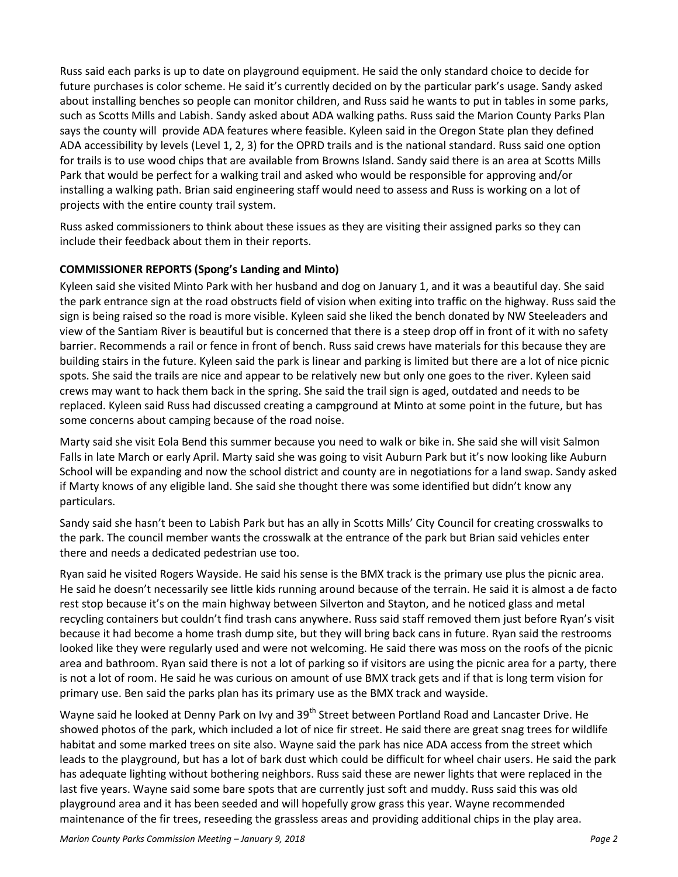Russ said each parks is up to date on playground equipment. He said the only standard choice to decide for future purchases is color scheme. He said it's currently decided on by the particular park's usage. Sandy asked about installing benches so people can monitor children, and Russ said he wants to put in tables in some parks, such as Scotts Mills and Labish. Sandy asked about ADA walking paths. Russ said the Marion County Parks Plan says the county will provide ADA features where feasible. Kyleen said in the Oregon State plan they defined ADA accessibility by levels (Level 1, 2, 3) for the OPRD trails and is the national standard. Russ said one option for trails is to use wood chips that are available from Browns Island. Sandy said there is an area at Scotts Mills Park that would be perfect for a walking trail and asked who would be responsible for approving and/or installing a walking path. Brian said engineering staff would need to assess and Russ is working on a lot of projects with the entire county trail system.

Russ asked commissioners to think about these issues as they are visiting their assigned parks so they can include their feedback about them in their reports.

**COMMISSIONER REPORTS (Spong's Landing and Minto)**

Kyleen said she visited Minto Park with her husband and dog on January 1, and it was a beautiful day. She said the park entrance sign at the road obstructs field of vision when exiting into traffic on the highway. Russ said the sign is being raised so the road is more visible. Kyleen said she liked the bench donated by NW Steeleaders and view of the Santiam River is beautiful but is concerned that there is a steep drop off in front of it with no safety barrier. Recommends a rail or fence in front of bench. Russ said crews have materials for this because they are building stairs in the future. Kyleen said the park is linear and parking is limited but there are a lot of nice picnic spots. She said the trails are nice and appear to be relatively new but only one goes to the river. Kyleen said crews may want to hack them back in the spring. She said the trail sign is aged, outdated and needs to be replaced. Kyleen said Russ had discussed creating a campground at Minto at some point in the future, but has some concerns about camping because of the road noise.

Marty said she visit Eola Bend this summer because you need to walk or bike in. She said she will visit Salmon Falls in late March or early April. Marty said she was going to visit Auburn Park but it's now looking like Auburn School will be expanding and now the school district and county are in negotiations for a land swap. Sandy asked if Marty knows of any eligible land. She said she thought there was some identified but didn't know any particulars.

Sandy said she hasn't been to Labish Park but has an ally in Scotts Mills' City Council for creating crosswalks to the park. The council member wants the crosswalk at the entrance of the park but Brian said vehicles enter there and needs a dedicated pedestrian use too.

Ryan said he visited Rogers Wayside. He said his sense is the BMX track is the primary use plus the picnic area. He said he doesn't necessarily see little kids running around because of the terrain. He said it is almost a de facto rest stop because it's on the main highway between Silverton and Stayton, and he noticed glass and metal recycling containers but couldn't find trash cans anywhere. Russ said staff removed them just before Ryan's visit because it had become a home trash dump site, but they will bring back cans in future. Ryan said the restrooms looked like they were regularly used and were not welcoming. He said there was moss on the roofs of the picnic area and bathroom. Ryan said there is not a lot of parking so if visitors are using the picnic area for a party, there is not a lot of room. He said he was curious on amount of use BMX track gets and if that is long term vision for primary use. Ben said the parks plan has its primary use as the BMX track and wayside.

Wayne said he looked at Denny Park on Ivy and 39th Street between Portland Road and Lancaster Drive. He showed photos of the park, which included a lot of nice fir street. He said there are great snag trees for wildlife habitat and some marked trees on site also. Wayne said the park has nice ADA access from the street which leads to the playground, but has a lot of bark dust which could be difficult for wheel chair users. He said the park has adequate lighting without bothering neighbors. Russ said these are newer lights that were replaced in the last five years. Wayne said some bare spots that are currently just soft and muddy. Russ said this was old playground area and it has been seeded and will hopefully grow grass this year. Wayne recommended maintenance of the fir trees, reseeding the grassless areas and providing additional chips in the play area.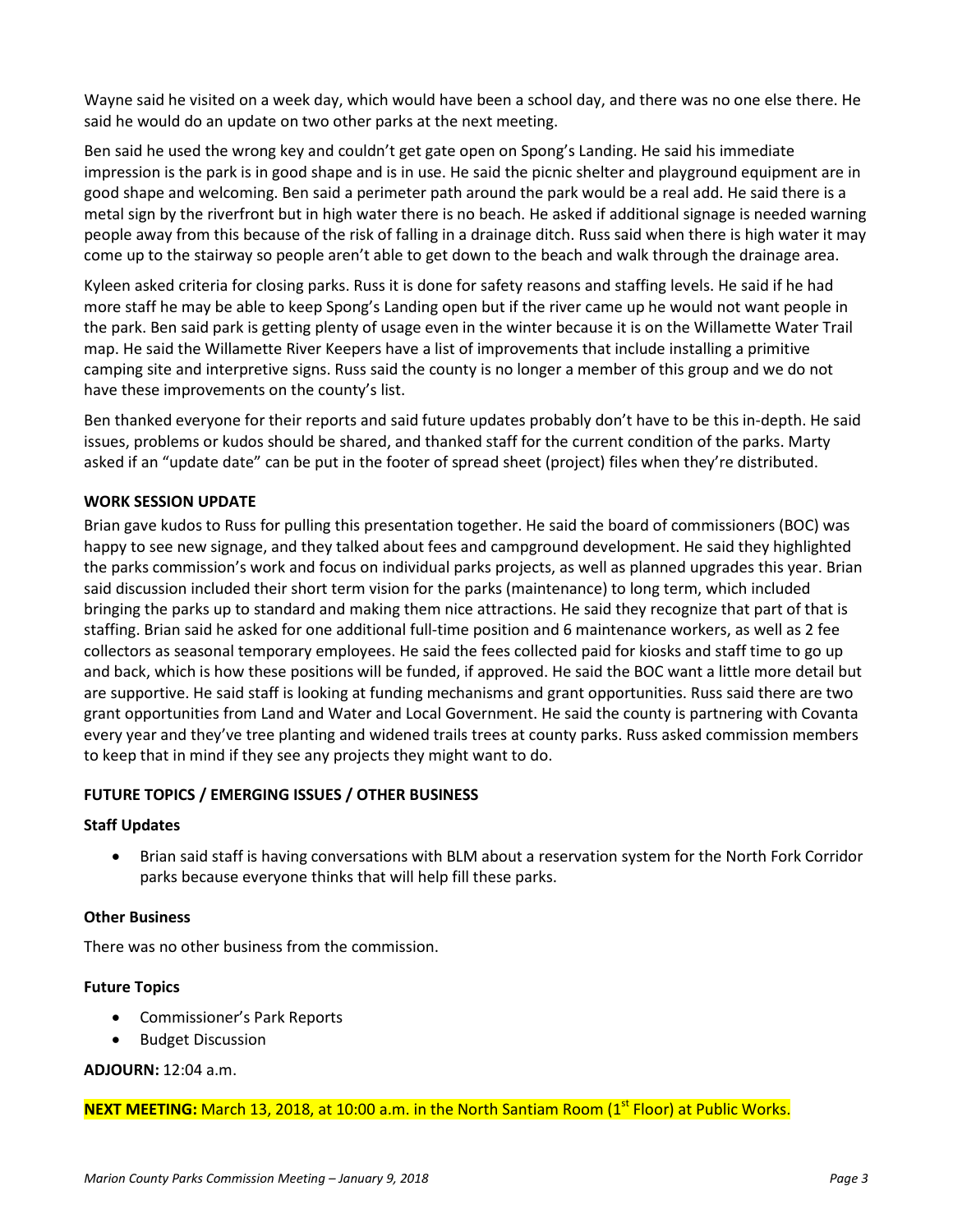Wayne said he visited on a week day, which would have been a school day, and there was no one else there. He said he would do an update on two other parks at the next meeting.

Ben said he used the wrong key and couldn't get gate open on Spong's Landing. He said his immediate impression is the park is in good shape and is in use. He said the picnic shelter and playground equipment are in good shape and welcoming. Ben said a perimeter path around the park would be a real add. He said there is a metal sign by the riverfront but in high water there is no beach. He asked if additional signage is needed warning people away from this because of the risk of falling in a drainage ditch. Russ said when there is high water it may come up to the stairway so people aren't able to get down to the beach and walk through the drainage area.

Kyleen asked criteria for closing parks. Russ it is done for safety reasons and staffing levels. He said if he had more staff he may be able to keep Spong's Landing open but if the river came up he would not want people in the park. Ben said park is getting plenty of usage even in the winter because it is on the Willamette Water Trail map. He said the Willamette River Keepers have a list of improvements that include installing a primitive camping site and interpretive signs. Russ said the county is no longer a member of this group and we do not have these improvements on the county's list.

Ben thanked everyone for their reports and said future updates probably don't have to be this in-depth. He said issues, problems or kudos should be shared, and thanked staff for the current condition of the parks. Marty asked if an "update date" can be put in the footer of spread sheet (project) files when they're distributed.

**WORK SESSION UPDATE**

Brian gave kudos to Russ for pulling this presentation together. He said the board of commissioners (BOC) was happy to see new signage, and they talked about fees and campground development. He said they highlighted the parks commission's work and focus on individual parks projects, as well as planned upgrades this year. Brian said discussion included their short term vision for the parks (maintenance) to long term, which included bringing the parks up to standard and making them nice attractions. He said they recognize that part of that is staffing. Brian said he asked for one additional full-time position and 6 maintenance workers, as well as 2 fee collectors as seasonal temporary employees. He said the fees collected paid for kiosks and staff time to go up and back, which is how these positions will be funded, if approved. He said the BOC want a little more detail but are supportive. He said staff is looking at funding mechanisms and grant opportunities. Russ said there are two grant opportunities from Land and Water and Local Government. He said the county is partnering with Covanta every year and they've tree planting and widened trails trees at county parks. Russ asked commission members to keep that in mind if they see any projects they might want to do.

**FUTURE TOPICS / EMERGING ISSUES / OTHER BUSINESS**

**Staff Updates**

- Brian said staff is having conversations with BLM about a reservation system for the North Fork Corridor parks because everyone thinks that will help fill these parks.

**Other Business**

There was no other business from the commission.

**Future Topics**

- Commissioner's Park Reports
- Budget Discussion

**ADJOURN:** 12:04 a.m.

**NEXT MEETING:** March 13, 2018, at 10:00 a.m. in the North Santiam Room (1st Floor) at Public Works.